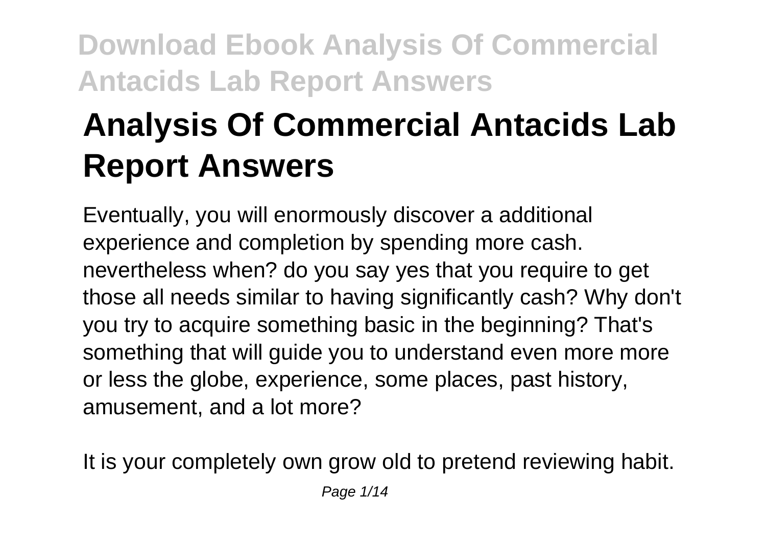# Analysis Of Commercial Antacids Lab Report Answers

Eventually, you will enormously discover a additional experience and completion by spending more cash. nevertheless when? do you say yes that you require to get those all needs similar to having significantly cash? Why don't you try to acquire something basic in the beginning? That's something that will guide you to understand even more more or less the globe, experience, some places, past history, amusement, and a lot more?

It is your completely own grow old to pretend reviewing habit.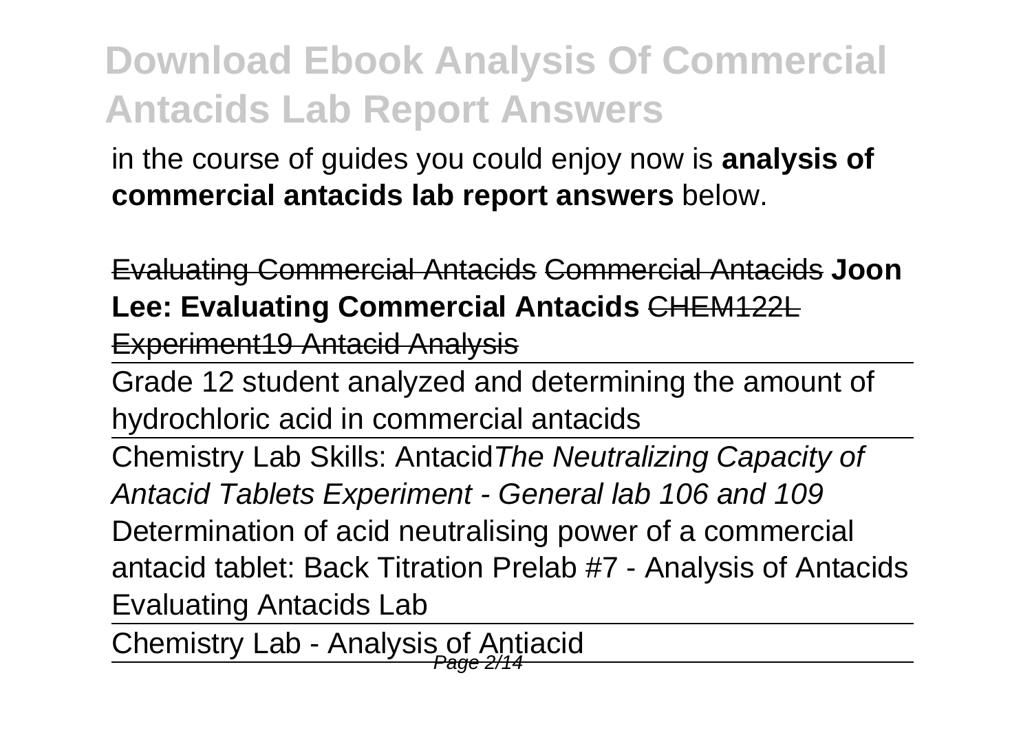in the course of guides you could enjoy now is **analysis of commercial antacids lab report answers** below.

Evaluating Commercial Antacids Commercial Antacids **Joon Lee: Evaluating Commercial Antacids** CHEM122L Experiment19 Antacid Analysis

Grade 12 student analyzed and determining the amount of hydrochloric acid in commercial antacids

Chemistry Lab Skills: Antacid *The Neutralizing Capacity of Antacid Tablets Experiment - General lab 106 and 109*

Determination of acid neutralising power of a commercial antacid tablet: Back Titration Prelab #7 - Analysis of Antacids

Evaluating Antacids Lab

Chemistry Lab - Analysis of Antiacid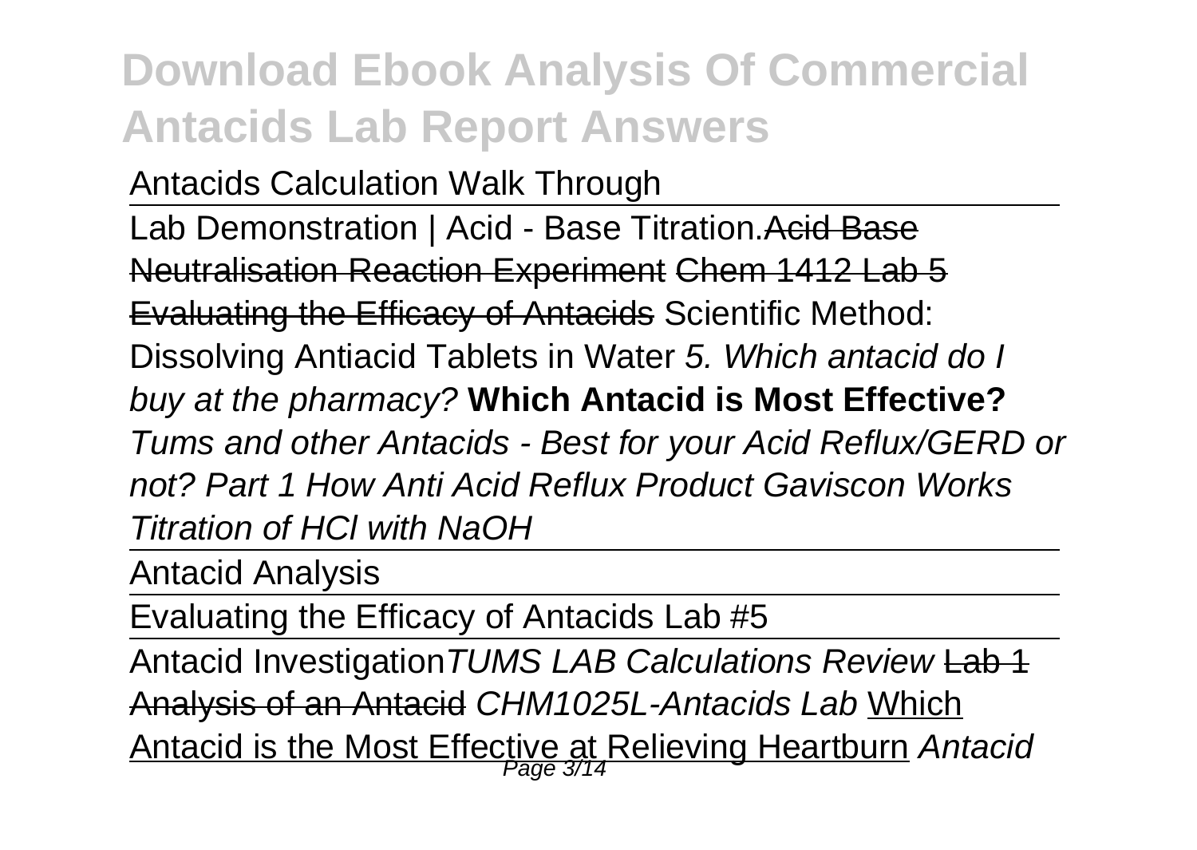Antacids Calculation Walk Through

Lab Demonstration | Acid - Base Titration.~~Acid Base Neutralisation Reaction Experiment~~ ~~Chem 1412 Lab 5 Evaluating the Efficacy of Antacids~~ Scientific Method: Dissolving Antiacid Tablets in Water *5. Which antacid do I buy at the pharmacy?* **Which Antacid is Most Effective?** *Tums and other Antacids - Best for your Acid Reflux/GERD or not? Part 1 How Anti Acid Reflux Product Gaviscon Works Titration of HCl with NaOH*

Antacid Analysis

Evaluating the Efficacy of Antacids Lab #5

Antacid Investigation*TUMS LAB Calculations Review* ~~Lab 1 Analysis of an Antacid~~ *CHM1025L-Antacids Lab* Which Antacid is the Most Effective at Relieving Heartburn *Antacid*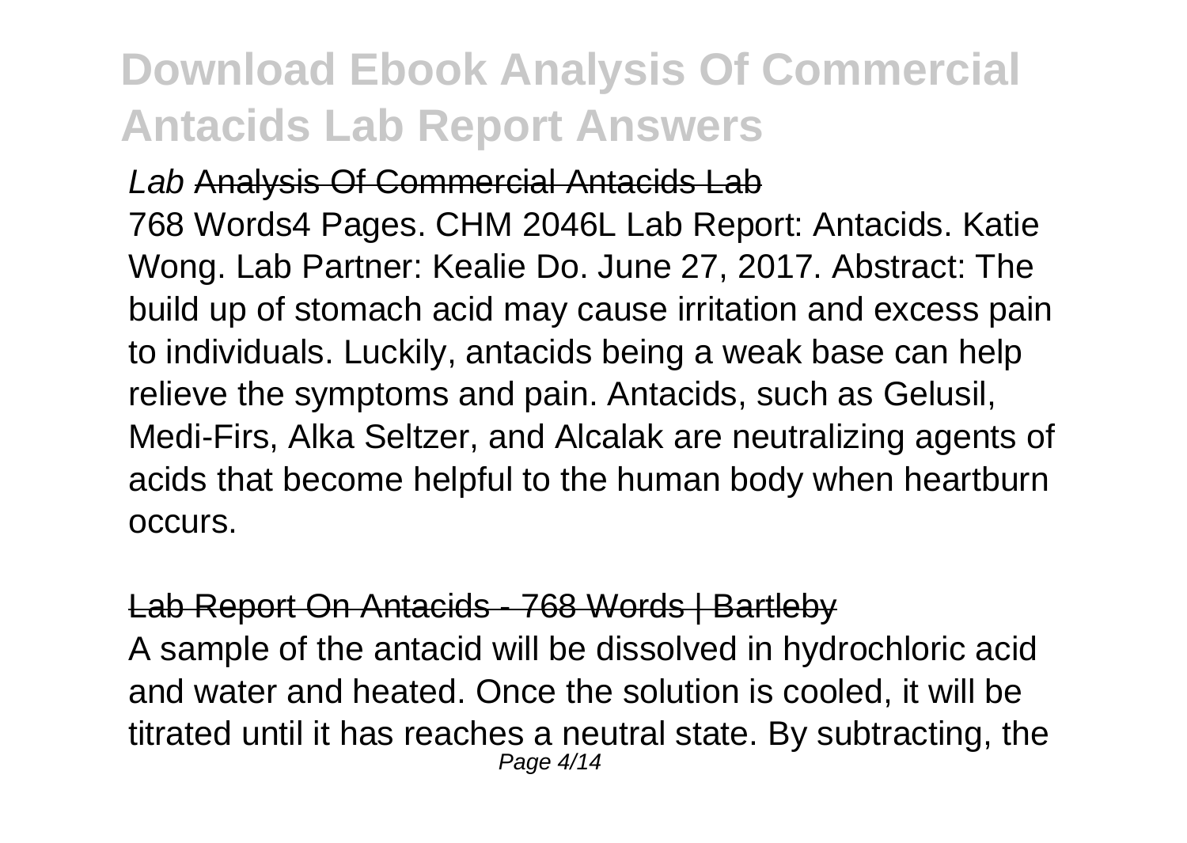# Download Ebook Analysis Of Commercial Antacids Lab Report Answers

*Lab* Analysis Of Commercial Antacids Lab

768 Words4 Pages. CHM 2046L Lab Report: Antacids. Katie Wong. Lab Partner: Kealie Do. June 27, 2017. Abstract: The build up of stomach acid may cause irritation and excess pain to individuals. Luckily, antacids being a weak base can help relieve the symptoms and pain. Antacids, such as Gelusil, Medi-Firs, Alka Seltzer, and Alcalak are neutralizing agents of acids that become helpful to the human body when heartburn occurs.

Lab Report On Antacids - 768 Words | Bartleby

A sample of the antacid will be dissolved in hydrochloric acid and water and heated. Once the solution is cooled, it will be titrated until it has reaches a neutral state. By subtracting, the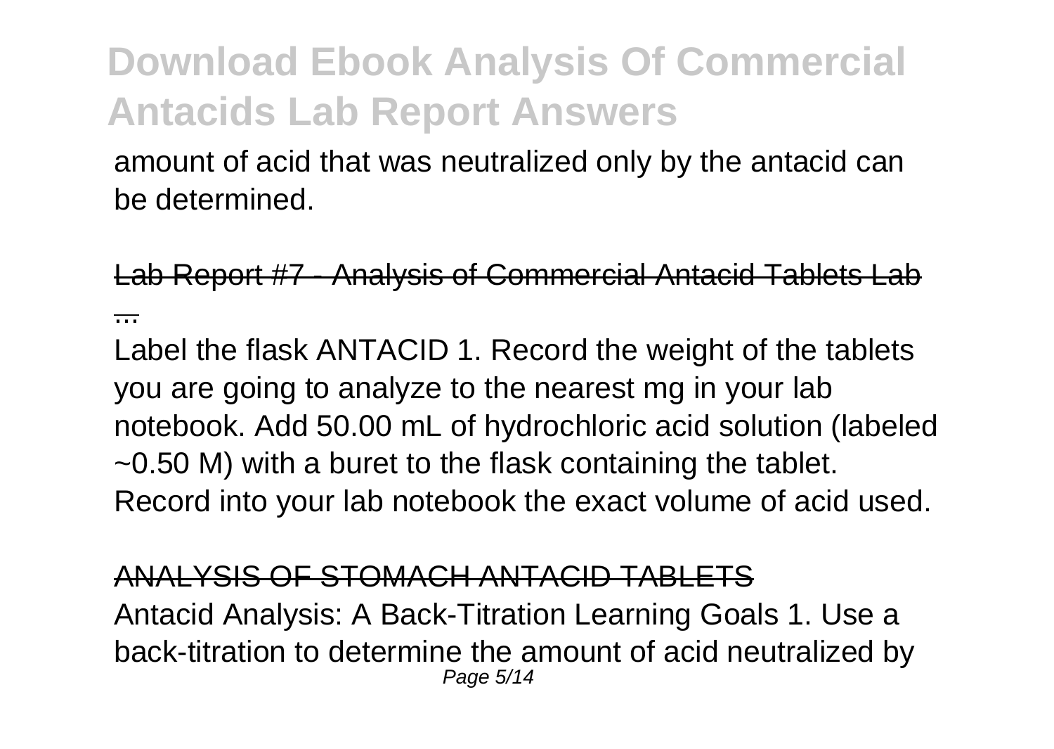# Download Ebook Analysis Of Commercial Antacids Lab Report Answers

amount of acid that was neutralized only by the antacid can be determined.

Lab Report #7 - Analysis of Commercial Antacid Tablets Lab ...

Label the flask ANTACID 1. Record the weight of the tablets you are going to analyze to the nearest mg in your lab notebook. Add 50.00 mL of hydrochloric acid solution (labeled ~0.50 M) with a buret to the flask containing the tablet. Record into your lab notebook the exact volume of acid used.

ANALYSIS OF STOMACH ANTACID TABLETS

Antacid Analysis: A Back-Titration Learning Goals 1. Use a back-titration to determine the amount of acid neutralized by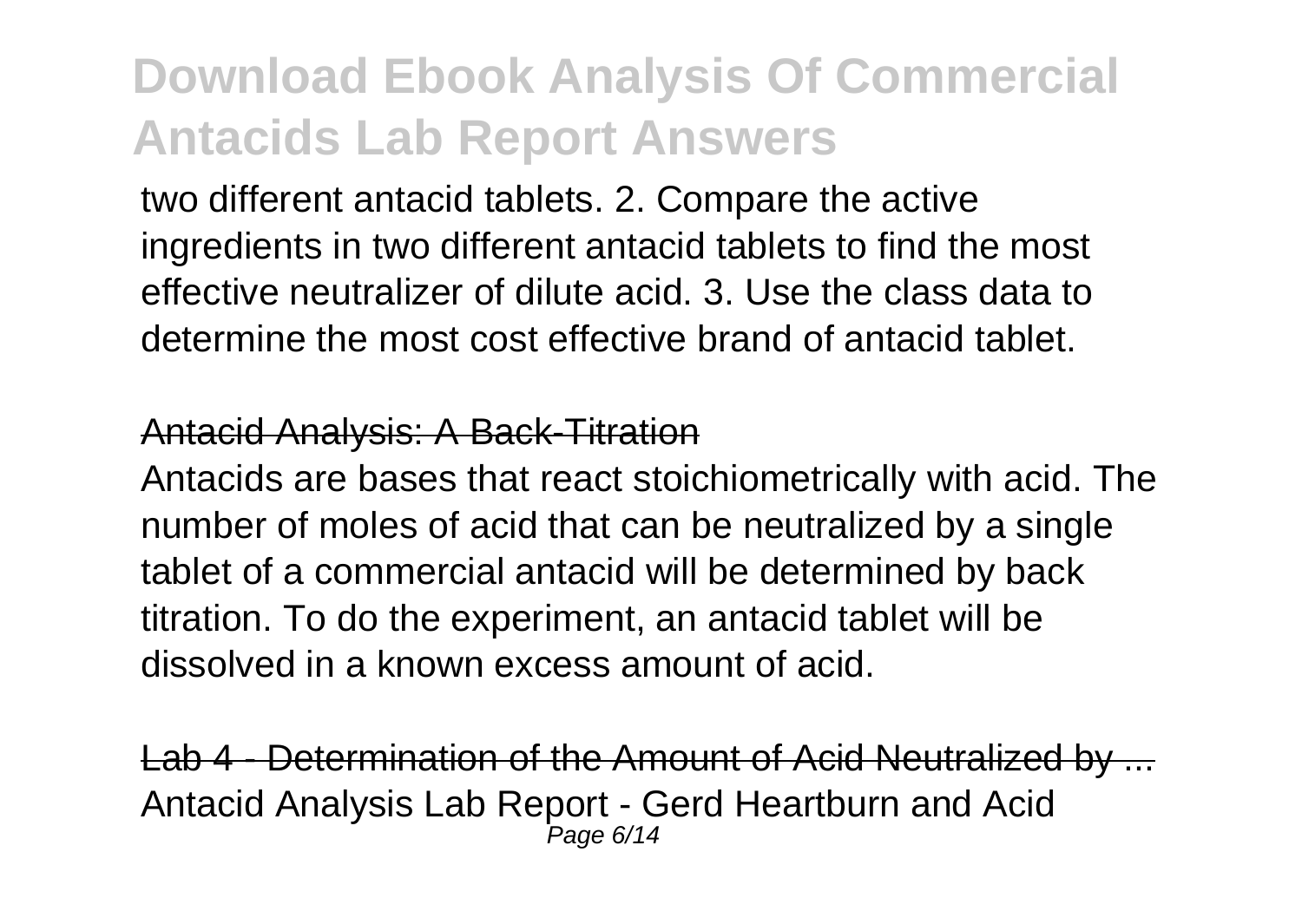two different antacid tablets. 2. Compare the active ingredients in two different antacid tablets to find the most effective neutralizer of dilute acid. 3. Use the class data to determine the most cost effective brand of antacid tablet.

Antacid Analysis: A Back-Titration

Antacids are bases that react stoichiometrically with acid. The number of moles of acid that can be neutralized by a single tablet of a commercial antacid will be determined by back titration. To do the experiment, an antacid tablet will be dissolved in a known excess amount of acid.

Lab 4 - Determination of the Amount of Acid Neutralized by ...

Antacid Analysis Lab Report - Gerd Heartburn and Acid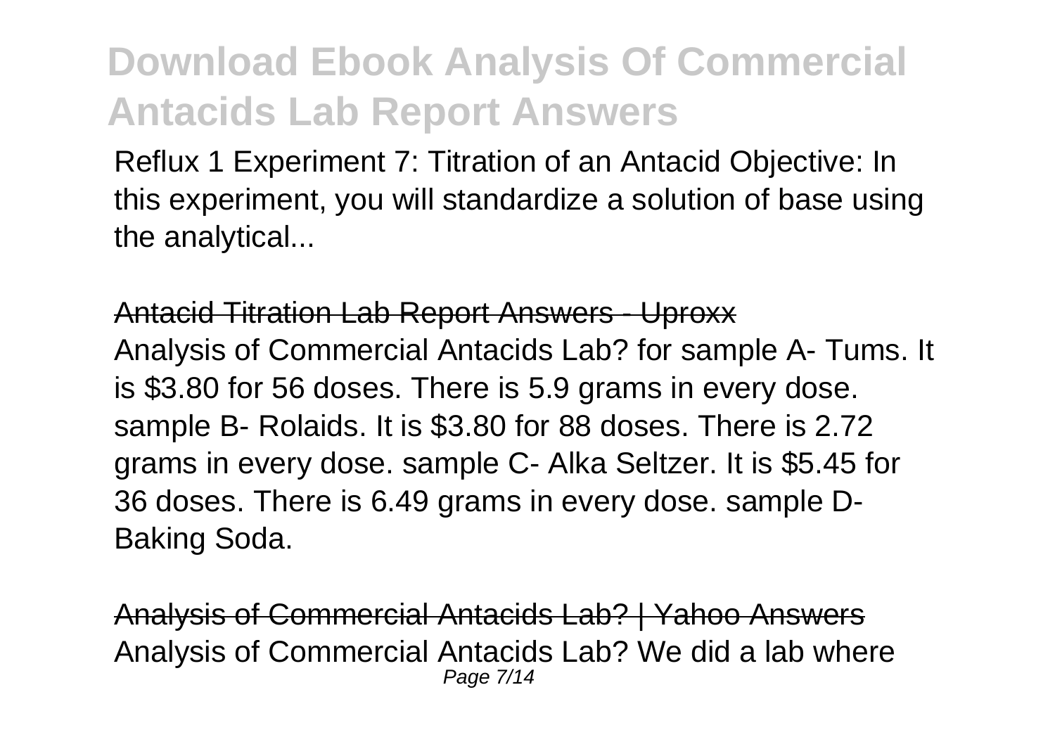Reflux 1 Experiment 7: Titration of an Antacid Objective: In this experiment, you will standardize a solution of base using the analytical...

Antacid Titration Lab Report Answers - Uproxx

Analysis of Commercial Antacids Lab? for sample A- Tums. It is $3.80 for 56 doses. There is 5.9 grams in every dose. sample B- Rolaids. It is $3.80 for 88 doses. There is 2.72 grams in every dose. sample C- Alka Seltzer. It is $5.45 for 36 doses. There is 6.49 grams in every dose. sample D- Baking Soda.

Analysis of Commercial Antacids Lab? | Yahoo Answers

Analysis of Commercial Antacids Lab? We did a lab where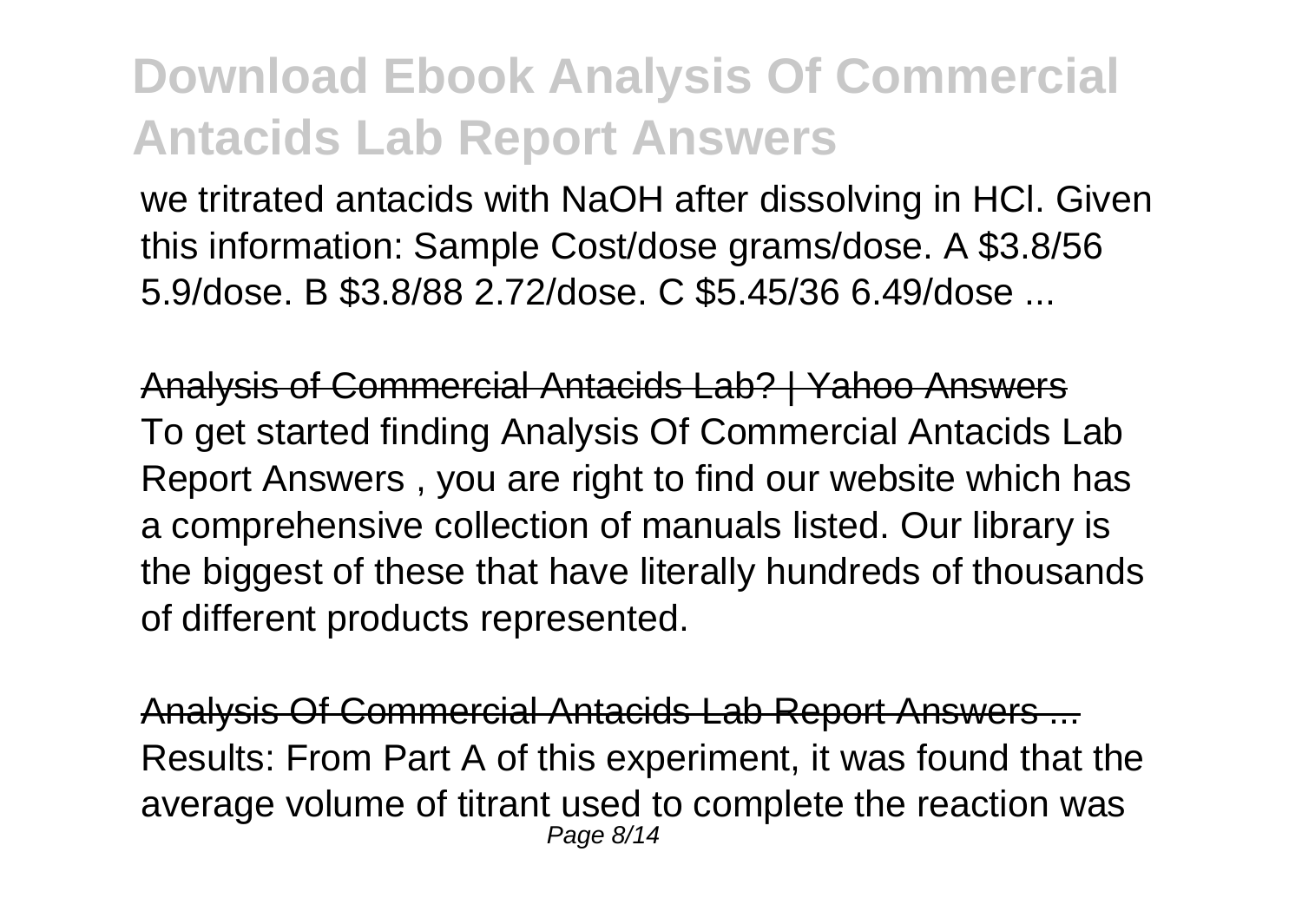# Download Ebook Analysis Of Commercial Antacids Lab Report Answers

we tritrated antacids with NaOH after dissolving in HCl. Given this information: Sample Cost/dose grams/dose. A $3.8/56 5.9/dose. B $3.8/88 2.72/dose. C $5.45/36 6.49/dose ...

Analysis of Commercial Antacids Lab? | Yahoo Answers
To get started finding Analysis Of Commercial Antacids Lab Report Answers , you are right to find our website which has a comprehensive collection of manuals listed. Our library is the biggest of these that have literally hundreds of thousands of different products represented.

Analysis Of Commercial Antacids Lab Report Answers ...
Results: From Part A of this experiment, it was found that the average volume of titrant used to complete the reaction was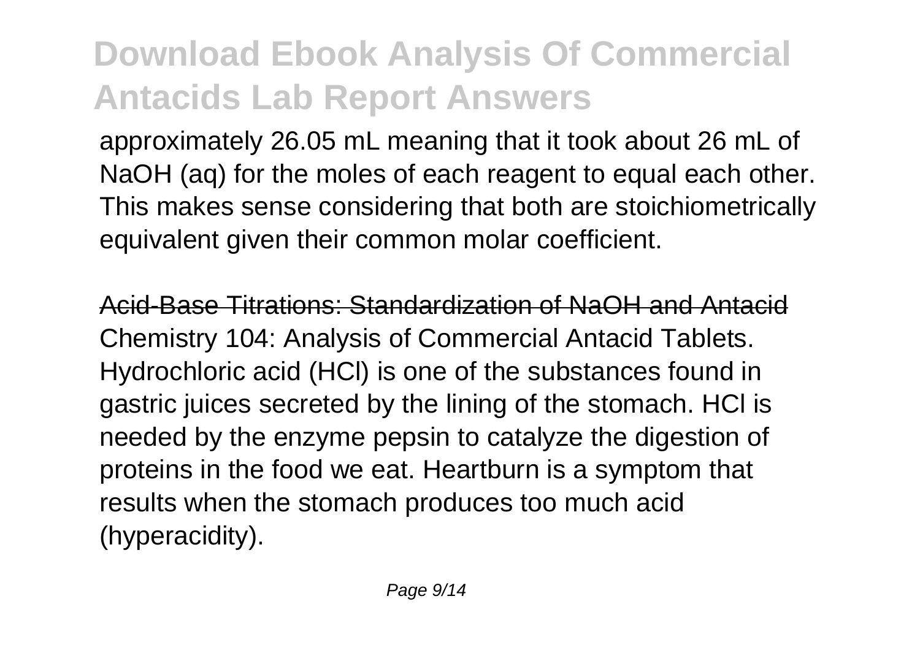approximately 26.05 mL meaning that it took about 26 mL of NaOH (aq) for the moles of each reagent to equal each other. This makes sense considering that both are stoichiometrically equivalent given their common molar coefficient.

Acid-Base Titrations: Standardization of NaOH and Antacid

Chemistry 104: Analysis of Commercial Antacid Tablets. Hydrochloric acid (HCl) is one of the substances found in gastric juices secreted by the lining of the stomach. HCl is needed by the enzyme pepsin to catalyze the digestion of proteins in the food we eat. Heartburn is a symptom that results when the stomach produces too much acid (hyperacidity).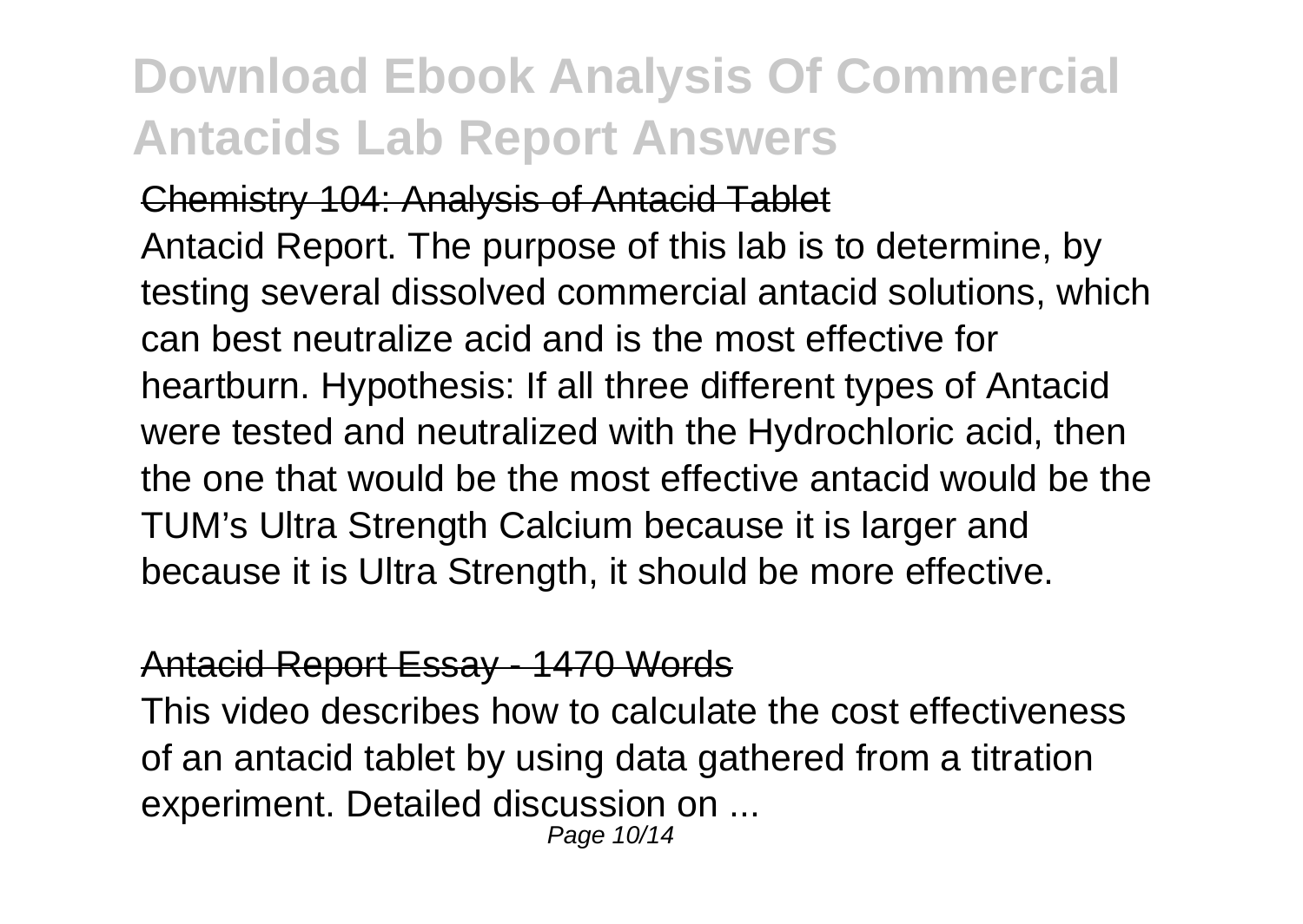# Download Ebook Analysis Of Commercial Antacids Lab Report Answers

## Chemistry 104: Analysis of Antacid Tablet

Antacid Report. The purpose of this lab is to determine, by testing several dissolved commercial antacid solutions, which can best neutralize acid and is the most effective for heartburn. Hypothesis: If all three different types of Antacid were tested and neutralized with the Hydrochloric acid, then the one that would be the most effective antacid would be the TUM's Ultra Strength Calcium because it is larger and because it is Ultra Strength, it should be more effective.

## Antacid Report Essay - 1470 Words

This video describes how to calculate the cost effectiveness of an antacid tablet by using data gathered from a titration experiment. Detailed discussion on ...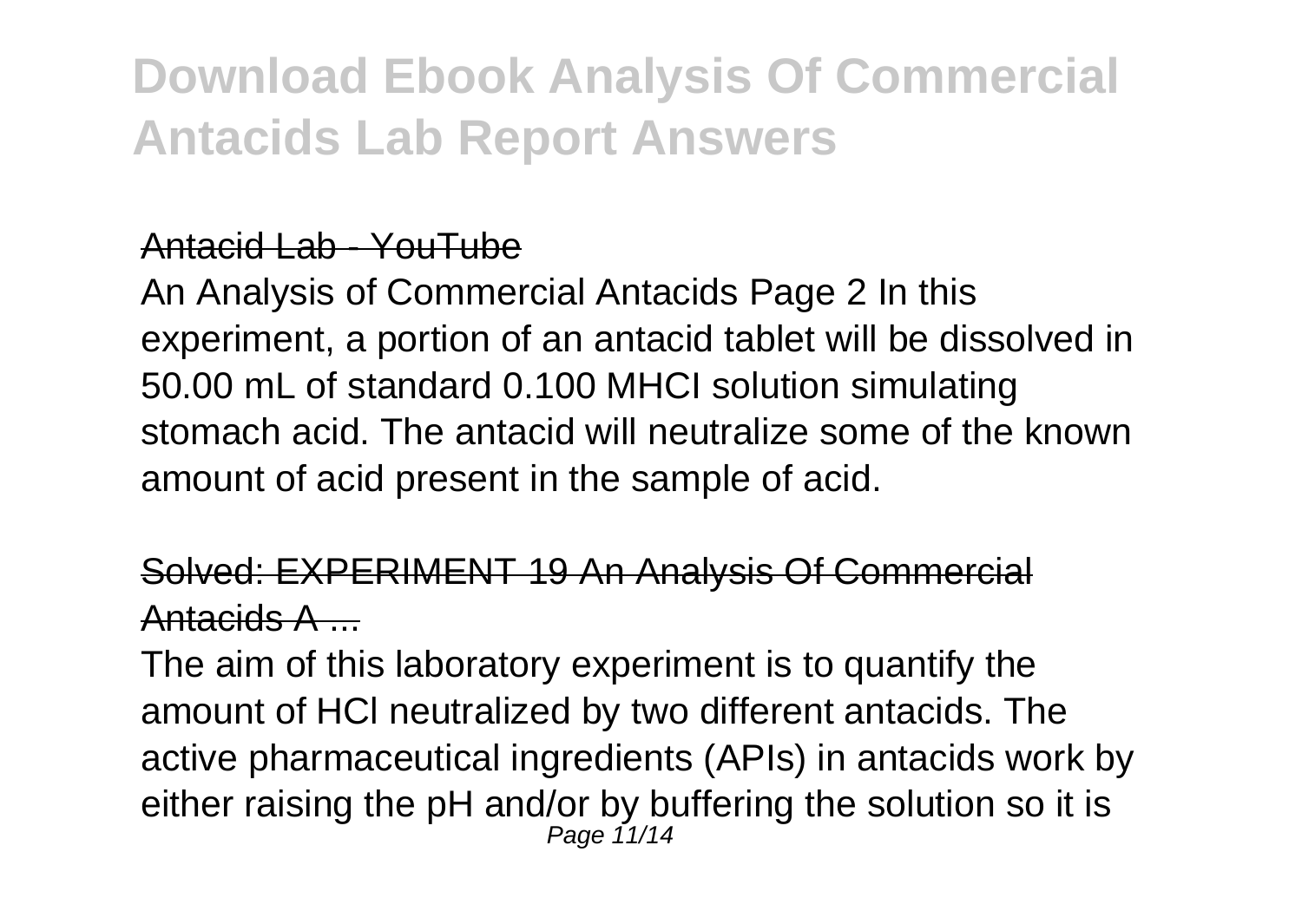# Download Ebook Analysis Of Commercial Antacids Lab Report Answers

## Antacid Lab - YouTube

An Analysis of Commercial Antacids Page 2 In this experiment, a portion of an antacid tablet will be dissolved in 50.00 mL of standard 0.100 MHCI solution simulating stomach acid. The antacid will neutralize some of the known amount of acid present in the sample of acid.

## Solved: EXPERIMENT 19 An Analysis Of Commercial Antacids A ...

The aim of this laboratory experiment is to quantify the amount of HCl neutralized by two different antacids. The active pharmaceutical ingredients (APIs) in antacids work by either raising the pH and/or by buffering the solution so it is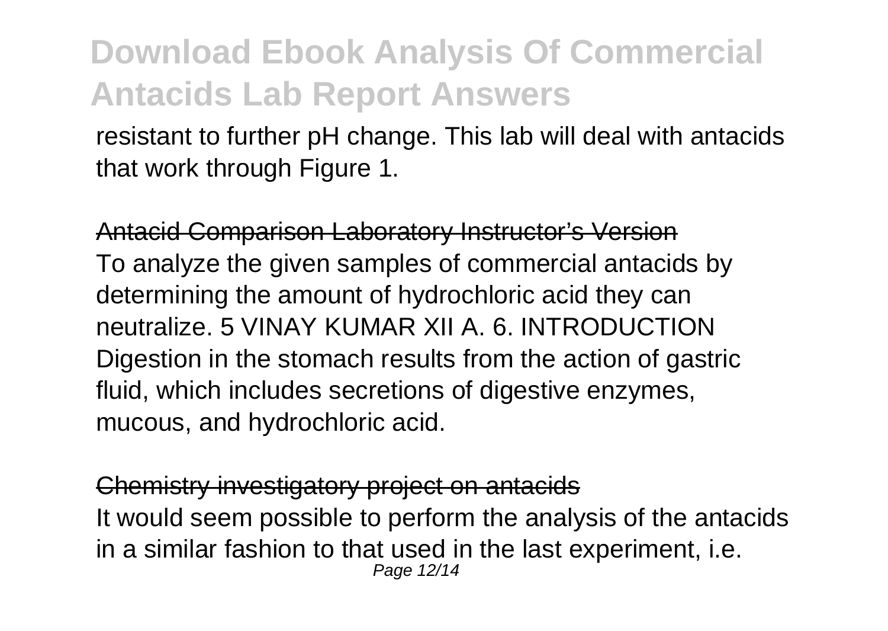resistant to further pH change. This lab will deal with antacids that work through Figure 1.

Antacid Comparison Laboratory Instructor's Version

To analyze the given samples of commercial antacids by determining the amount of hydrochloric acid they can neutralize. 5 VINAY KUMAR XII A. 6. INTRODUCTION Digestion in the stomach results from the action of gastric fluid, which includes secretions of digestive enzymes, mucous, and hydrochloric acid.

Chemistry investigatory project on antacids

It would seem possible to perform the analysis of the antacids in a similar fashion to that used in the last experiment, i.e.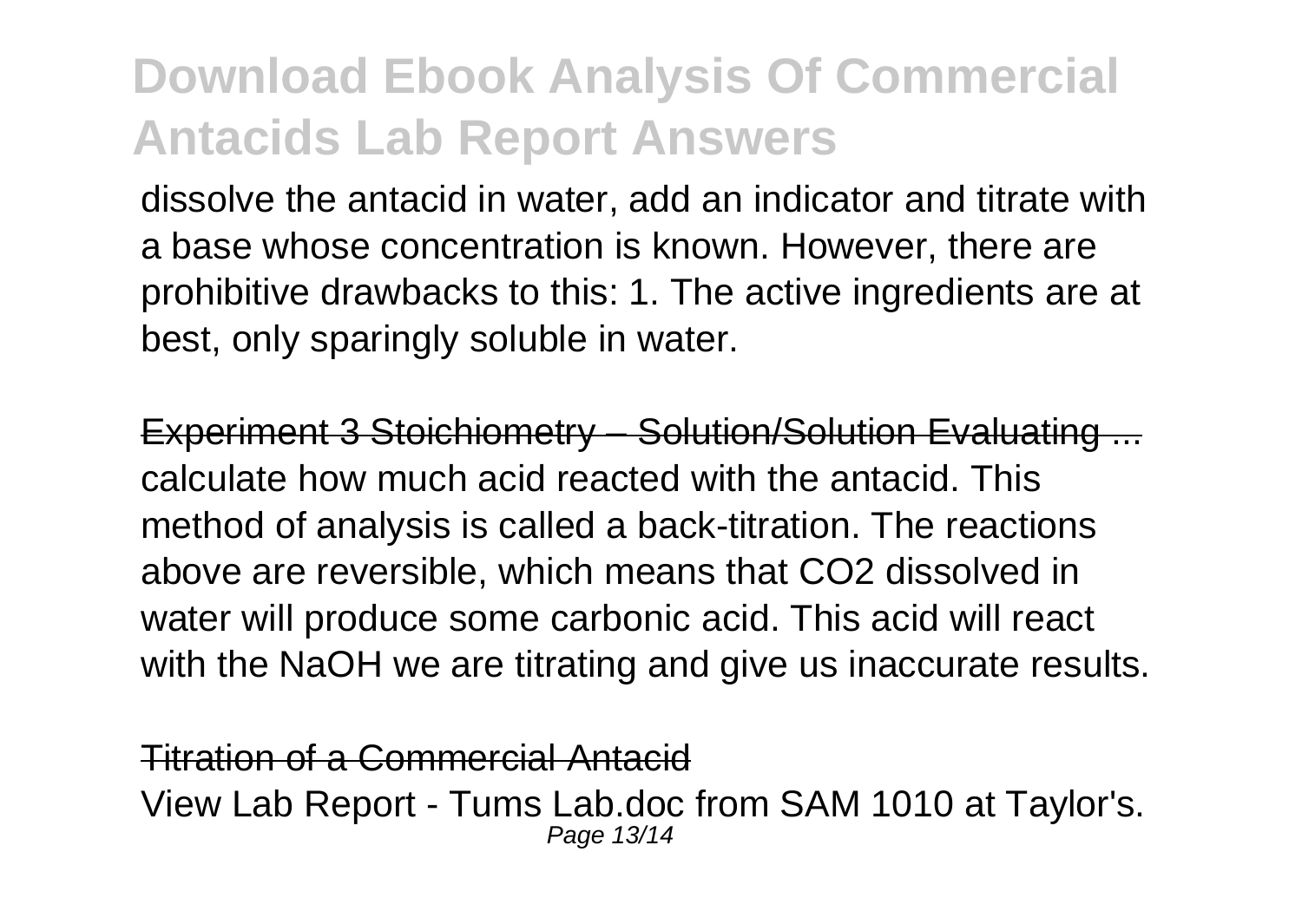dissolve the antacid in water, add an indicator and titrate with a base whose concentration is known. However, there are prohibitive drawbacks to this: 1. The active ingredients are at best, only sparingly soluble in water.

Experiment 3 Stoichiometry – Solution/Solution Evaluating ...

calculate how much acid reacted with the antacid. This method of analysis is called a back-titration. The reactions above are reversible, which means that $CO_2$ dissolved in water will produce some carbonic acid. This acid will react with the NaOH we are titrating and give us inaccurate results.

Titration of a Commercial Antacid

View Lab Report - Tums Lab.doc from SAM 1010 at Taylor's.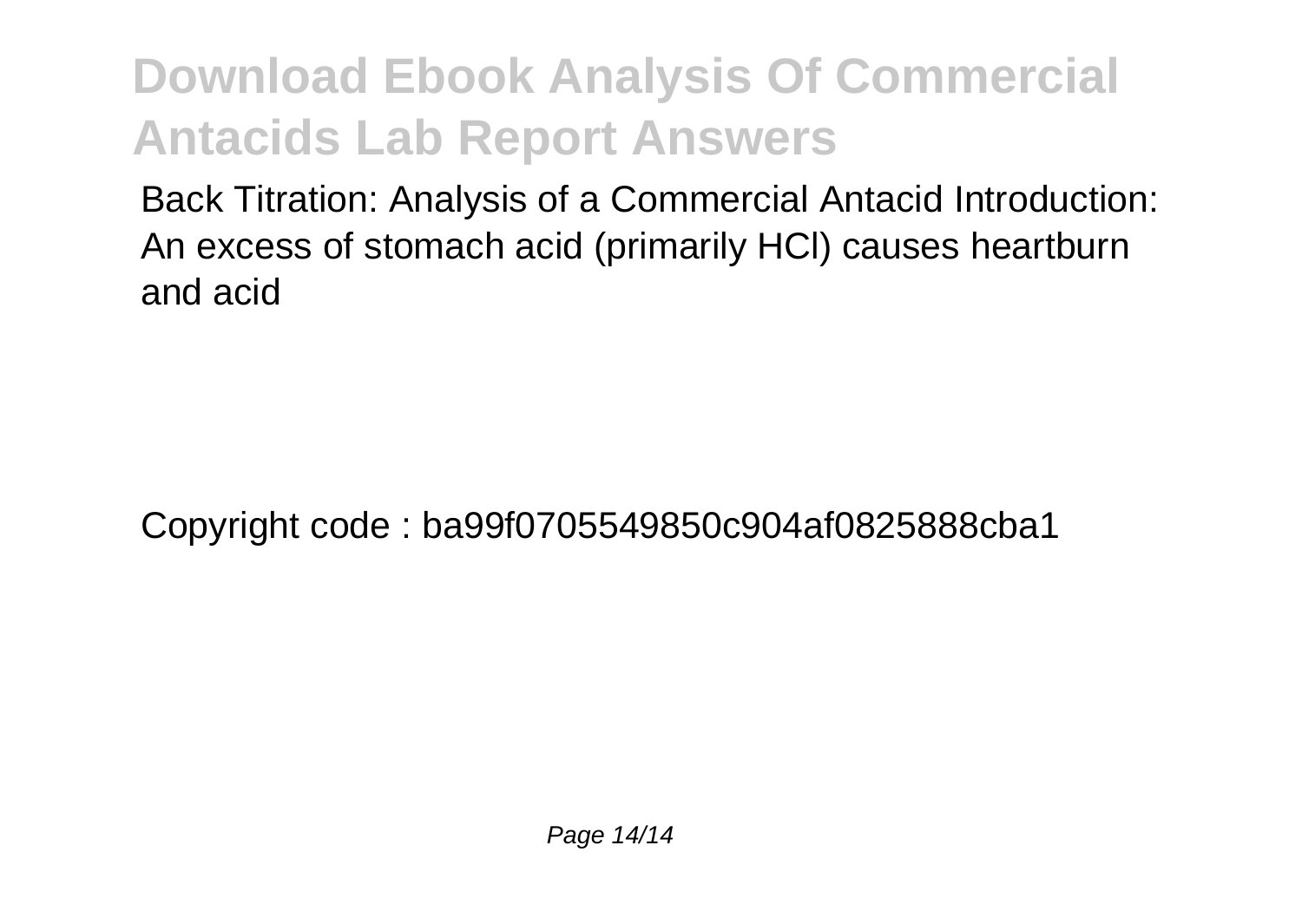Back Titration: Analysis of a Commercial Antacid Introduction: An excess of stomach acid (primarily HCl) causes heartburn and acid

Copyright code : ba99f0705549850c904af0825888cba1